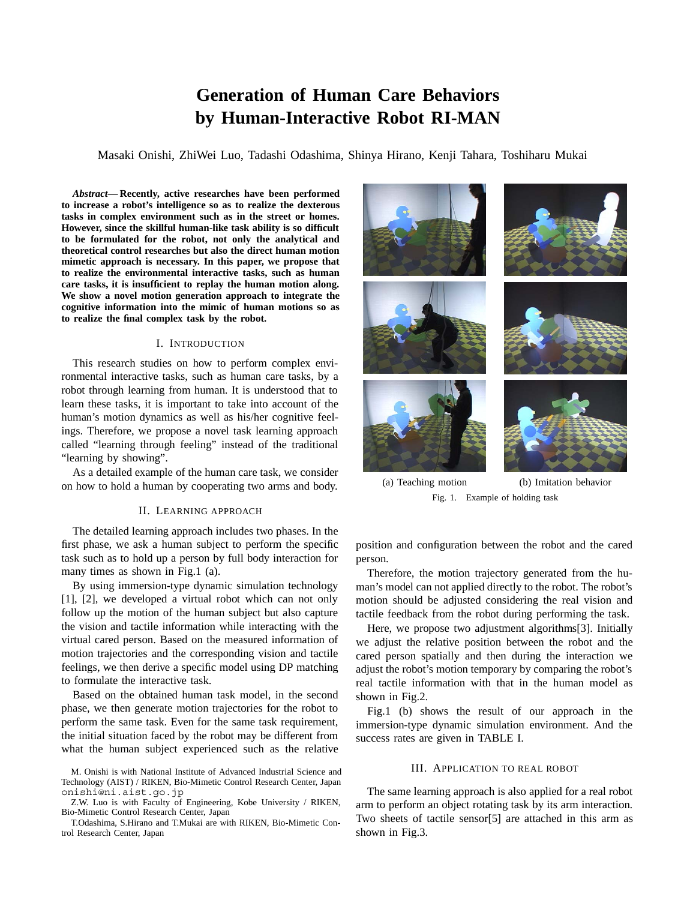# Generation of Human Care Behaviors by Human-Interactive Robot RI-MAN

Masaki Onishi, ZhiWei Luo, Tadashi Odashima, Shinya Hirano, Kenji Tahara, Toshiharu Mukai

***Abstract*— Recently, active researches have been performed to increase a robot's intelligence so as to realize the dexterous tasks in complex environment such as in the street or homes. However, since the skillful human-like task ability is so difficult to be formulated for the robot, not only the analytical and theoretical control researches but also the direct human motion mimetic approach is necessary. In this paper, we propose that to realize the environmental interactive tasks, such as human care tasks, it is insufficient to replay the human motion along. We show a novel motion generation approach to integrate the cognitive information into the mimic of human motions so as to realize the final complex task by the robot.**

## I. Introduction

This research studies on how to perform complex environmental interactive tasks, such as human care tasks, by a robot through learning from human. It is understood that to learn these tasks, it is important to take into account of the human's motion dynamics as well as his/her cognitive feelings. Therefore, we propose a novel task learning approach called "learning through feeling" instead of the traditional "learning by showing".

As a detailed example of the human care task, we consider on how to hold a human by cooperating two arms and body.

## II. Learning approach

The detailed learning approach includes two phases. In the first phase, we ask a human subject to perform the specific task such as to hold up a person by full body interaction for many times as shown in Fig.1 (a).

By using immersion-type dynamic simulation technology [1], [2], we developed a virtual robot which can not only follow up the motion of the human subject but also capture the vision and tactile information while interacting with the virtual cared person. Based on the measured information of motion trajectories and the corresponding vision and tactile feelings, we then derive a specific model using DP matching to formulate the interactive task.

Based on the obtained human task model, in the second phase, we then generate motion trajectories for the robot to perform the same task. Even for the same task requirement, the initial situation faced by the robot may be different from what the human subject experienced such as the relative position and configuration between the robot and the cared person.

(a) Teaching motion (b) Imitation behavior

Fig. 1. Example of holding task

Therefore, the motion trajectory generated from the human's model can not applied directly to the robot. The robot's motion should be adjusted considering the real vision and tactile feedback from the robot during performing the task.

Here, we propose two adjustment algorithms[3]. Initially we adjust the relative position between the robot and the cared person spatially and then during the interaction we adjust the robot's motion temporary by comparing the robot's real tactile information with that in the human model as shown in Fig.2.

Fig.1 (b) shows the result of our approach in the immersion-type dynamic simulation environment. And the success rates are given in TABLE I.

## III. Application to real robot

The same learning approach is also applied for a real robot arm to perform an object rotating task by its arm interaction. Two sheets of tactile sensor[5] are attached in this arm as shown in Fig.3.

M. Onishi is with National Institute of Advanced Industrial Science and Technology (AIST) / RIKEN, Bio-Mimetic Control Research Center, Japan onishi@ni.aist.go.jp

Z.W. Luo is with Faculty of Engineering, Kobe University / RIKEN, Bio-Mimetic Control Research Center, Japan

T.Odashima, S.Hirano and T.Mukai are with RIKEN, Bio-Mimetic Control Research Center, Japan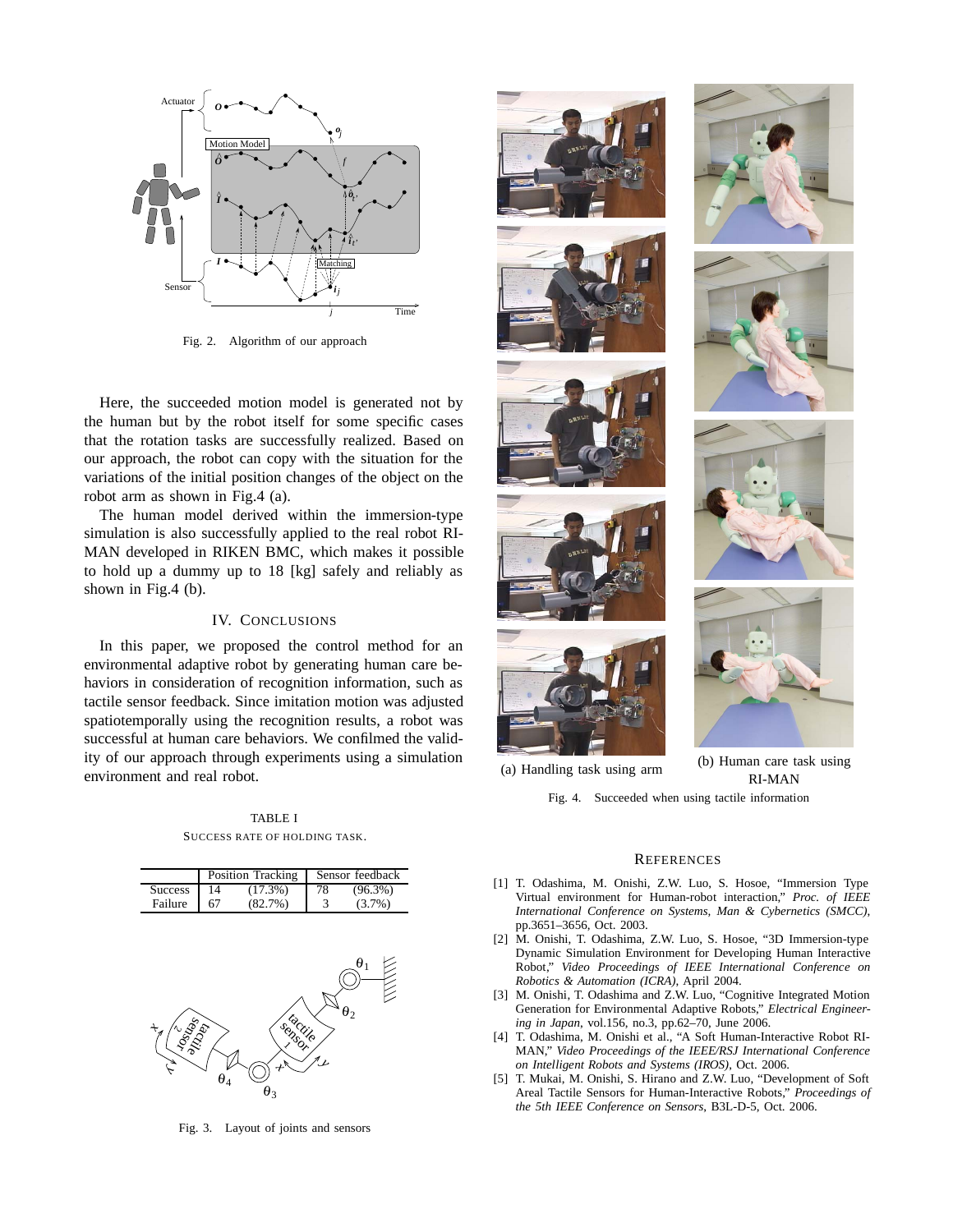Actuator

$o$

$o_j$

Motion Model

$\hat{o}$

$f$

$\hat{o}_{t'}$

$\hat{i}$

$\hat{i}_{t'}$

$I$

Matching

Sensor

$i_j$

$j$

Time

Fig. 2. Algorithm of our approach

Here, the succeeded motion model is generated not by the human but by the robot itself for some specific cases that the rotation tasks are successfully realized. Based on our approach, the robot can copy with the situation for the variations of the initial position changes of the object on the robot arm as shown in Fig.4 (a).

The human model derived within the immersion-type simulation is also successfully applied to the real robot RI-MAN developed in RIKEN BMC, which makes it possible to hold up a dummy up to 18 [kg] safely and reliably as shown in Fig.4 (b).

## IV. Conclusions

In this paper, we proposed the control method for an environmental adaptive robot by generating human care behaviors in consideration of recognition information, such as tactile sensor feedback. Since imitation motion was adjusted spatiotemporally using the recognition results, a robot was successful at human care behaviors. We confilmed the validity of our approach through experiments using a simulation environment and real robot.

TABLE I

Success rate of holding task.

| | Position Tracking | | Sensor feedback | |
|---|---|---|---|---|
| Success | 14 | (17.3%) | 78 | (96.3%) |
| Failure | 67 | (82.7%) | 3 | (3.7%) |

$\theta_1$

$\theta_2$

$\theta_3$

$\theta_4$

tactile sensor 1

tactile sensor 2

x

y

Fig. 3. Layout of joints and sensors

(a) Handling task using arm

(b) Human care task using RI-MAN

Fig. 4. Succeeded when using tactile information

## References

[1] T. Odashima, M. Onishi, Z.W. Luo, S. Hosoe, "Immersion Type Virtual environment for Human-robot interaction," *Proc. of IEEE International Conference on Systems, Man & Cybernetics (SMCC)*, pp.3651–3656, Oct. 2003.

[2] M. Onishi, T. Odashima, Z.W. Luo, S. Hosoe, "3D Immersion-type Dynamic Simulation Environment for Developing Human Interactive Robot," *Video Proceedings of IEEE International Conference on Robotics & Automation (ICRA)*, April 2004.

[3] M. Onishi, T. Odashima and Z.W. Luo, "Cognitive Integrated Motion Generation for Environmental Adaptive Robots," *Electrical Engineering in Japan*, vol.156, no.3, pp.62–70, June 2006.

[4] T. Odashima, M. Onishi et al., "A Soft Human-Interactive Robot RI-MAN," *Video Proceedings of the IEEE/RSJ International Conference on Intelligent Robots and Systems (IROS)*, Oct. 2006.

[5] T. Mukai, M. Onishi, S. Hirano and Z.W. Luo, "Development of Soft Areal Tactile Sensors for Human-Interactive Robots," *Proceedings of the 5th IEEE Conference on Sensors*, B3L-D-5, Oct. 2006.